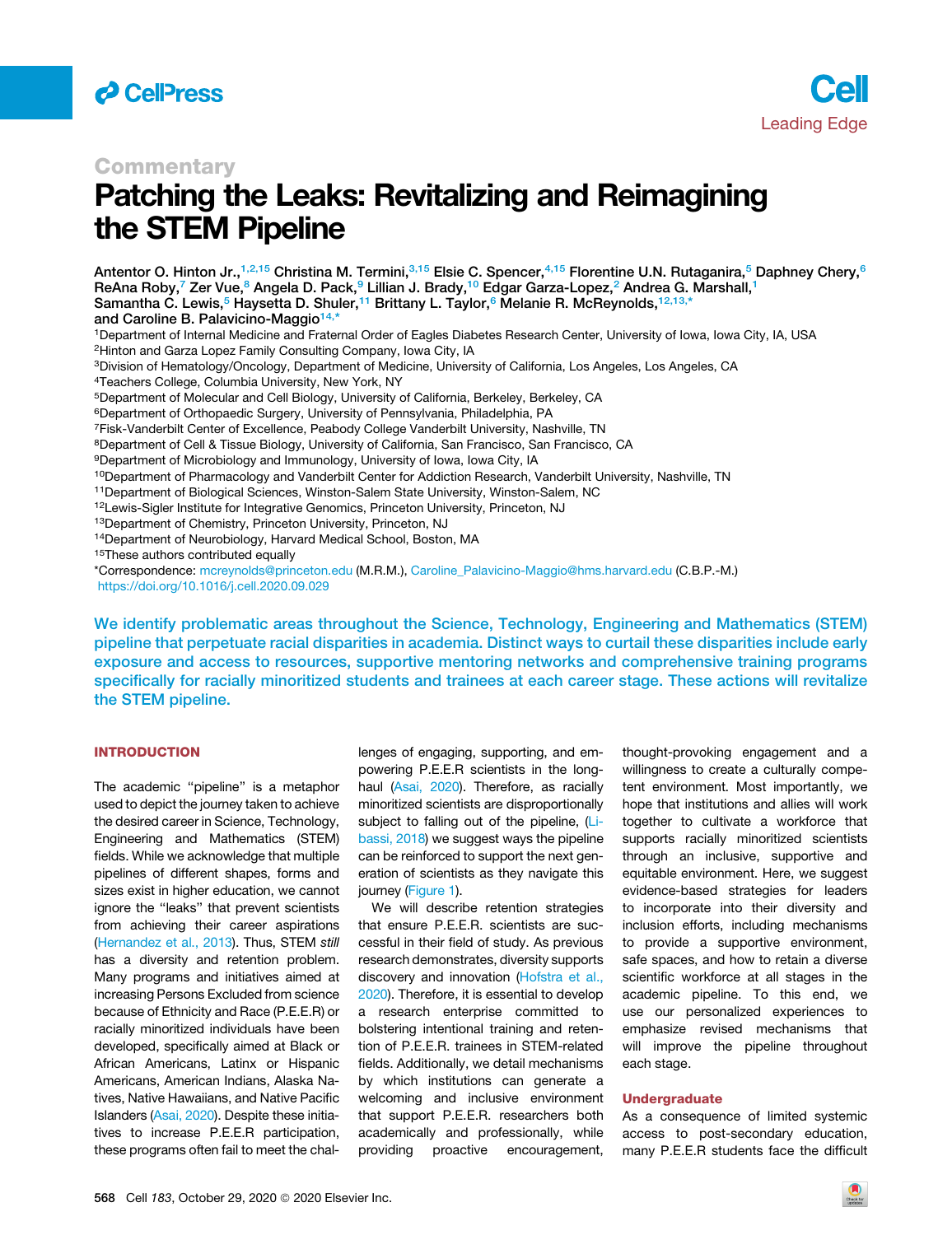Commentary

# Patching the Leaks: Revitalizing and Reimagining the STEM Pipeline

Antentor O. Hinton Jr.,[1,2,15] Christina M. Termini,[3,15] Elsie C. Spencer,[4,15] Florentine U.N. Rutaganira,[5] Daphney Chery,[6] ReAna Roby,[7] Zer Vue,[8] Angela D. Pack,[9] Lillian J. Brady,[10] Edgar Garza-Lopez,[2] Andrea G. Marshall,[1] Samantha C. Lewis,[5] Haysetta D. Shuler,[11] Brittany L. Taylor,[6] Melanie R. McReynolds,[12,13,*] and Caroline B. Palavicino-Maggio[14,*]

[1]Department of Internal Medicine and Fraternal Order of Eagles Diabetes Research Center, University of Iowa, Iowa City, IA, USA
[2]Hinton and Garza Lopez Family Consulting Company, Iowa City, IA
[3]Division of Hematology/Oncology, Department of Medicine, University of California, Los Angeles, Los Angeles, CA
[4]Teachers College, Columbia University, New York, NY
[5]Department of Molecular and Cell Biology, University of California, Berkeley, Berkeley, CA
[6]Department of Orthopaedic Surgery, University of Pennsylvania, Philadelphia, PA
[7]Fisk-Vanderbilt Center of Excellence, Peabody College Vanderbilt University, Nashville, TN
[8]Department of Cell & Tissue Biology, University of California, San Francisco, San Francisco, CA
[9]Department of Microbiology and Immunology, University of Iowa, Iowa City, IA
[10]Department of Pharmacology and Vanderbilt Center for Addiction Research, Vanderbilt University, Nashville, TN
[11]Department of Biological Sciences, Winston-Salem State University, Winston-Salem, NC
[12]Lewis-Sigler Institute for Integrative Genomics, Princeton University, Princeton, NJ
[13]Department of Chemistry, Princeton University, Princeton, NJ
[14]Department of Neurobiology, Harvard Medical School, Boston, MA
[15]These authors contributed equally
*Correspondence: mcreynolds@princeton.edu (M.R.M.), Caroline_Palavicino-Maggio@hms.harvard.edu (C.B.P.-M.)
https://doi.org/10.1016/j.cell.2020.09.029

**We identify problematic areas throughout the Science, Technology, Engineering and Mathematics (STEM) pipeline that perpetuate racial disparities in academia. Distinct ways to curtail these disparities include early exposure and access to resources, supportive mentoring networks and comprehensive training programs specifically for racially minoritized students and trainees at each career stage. These actions will revitalize the STEM pipeline.**

## INTRODUCTION

The academic "pipeline" is a metaphor used to depict the journey taken to achieve the desired career in Science, Technology, Engineering and Mathematics (STEM) fields. While we acknowledge that multiple pipelines of different shapes, forms and sizes exist in higher education, we cannot ignore the "leaks" that prevent scientists from achieving their career aspirations (Hernandez et al., 2013). Thus, STEM *still* has a diversity and retention problem. Many programs and initiatives aimed at increasing Persons Excluded from science because of Ethnicity and Race (P.E.E.R) or racially minoritized individuals have been developed, specifically aimed at Black or African Americans, Latinx or Hispanic Americans, American Indians, Alaska Natives, Native Hawaiians, and Native Pacific Islanders (Asai, 2020). Despite these initiatives to increase P.E.E.R participation, these programs often fail to meet the challenges of engaging, supporting, and empowering P.E.E.R scientists in the long-haul (Asai, 2020). Therefore, as racially minoritized scientists are disproportionally subject to falling out of the pipeline, (Libassi, 2018) we suggest ways the pipeline can be reinforced to support the next generation of scientists as they navigate this journey (Figure 1).

We will describe retention strategies that ensure P.E.E.R. scientists are successful in their field of study. As previous research demonstrates, diversity supports discovery and innovation (Hofstra et al., 2020). Therefore, it is essential to develop a research enterprise committed to bolstering intentional training and retention of P.E.E.R. trainees in STEM-related fields. Additionally, we detail mechanisms by which institutions can generate a welcoming and inclusive environment that support P.E.E.R. researchers both academically and professionally, while providing proactive encouragement, thought-provoking engagement and a willingness to create a culturally competent environment. Most importantly, we hope that institutions and allies will work together to cultivate a workforce that supports racially minoritized scientists through an inclusive, supportive and equitable environment. Here, we suggest evidence-based strategies for leaders to incorporate into their diversity and inclusion efforts, including mechanisms to provide a supportive environment, safe spaces, and how to retain a diverse scientific workforce at all stages in the academic pipeline. To this end, we use our personalized experiences to emphasize revised mechanisms that will improve the pipeline throughout each stage.

### Undergraduate

As a consequence of limited systemic access to post-secondary education, many P.E.E.R students face the difficult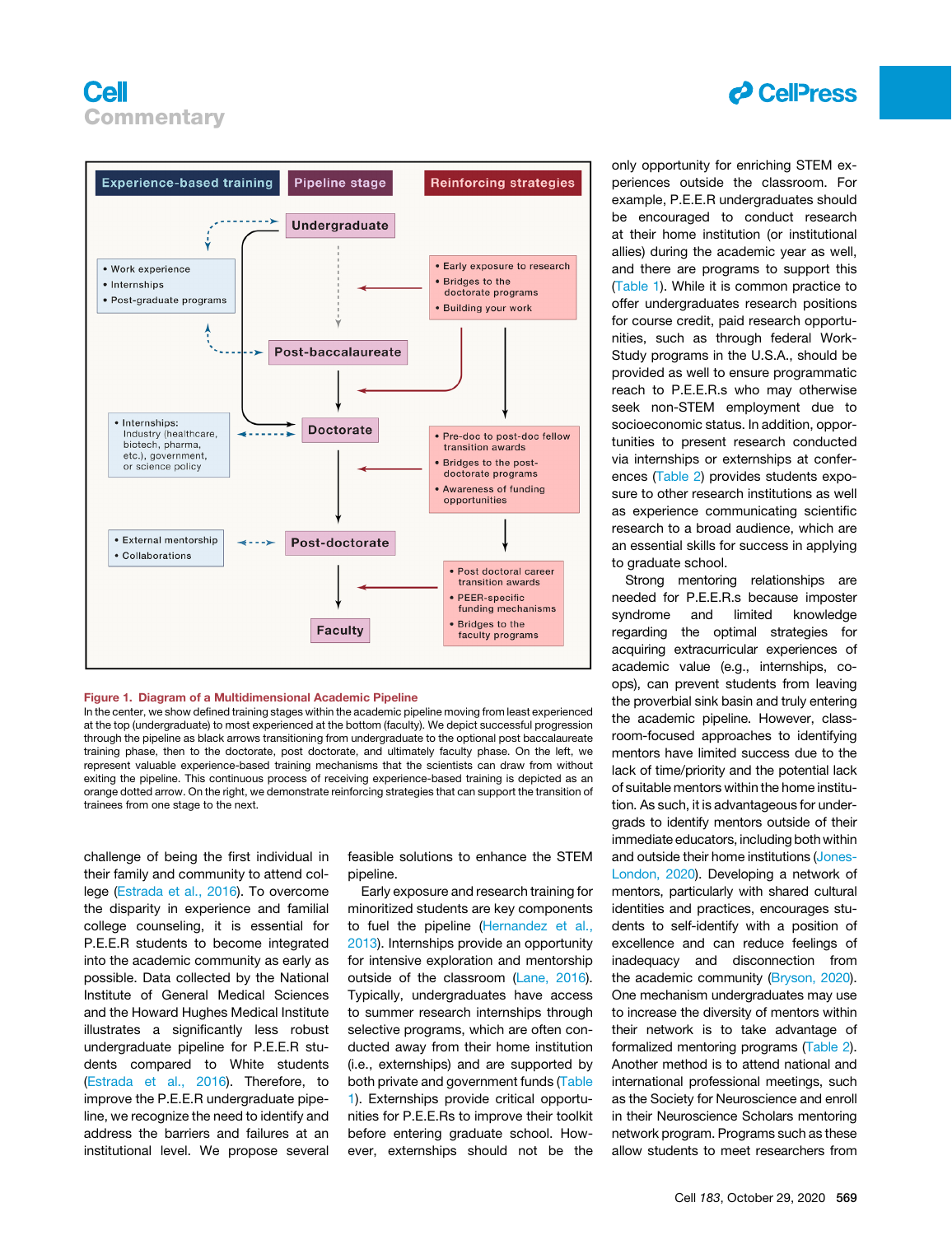Experience-based training | Pipeline stage | Reinforcing strategies

- Undergraduate
- Post-baccalaureate
- Doctorate
- Post-doctorate
- Faculty

Experience-based training:
- Work experience
- Internships
- Post-graduate programs

- Internships: Industry (healthcare, biotech, pharma, etc.), government, or science policy

- External mentorship
- Collaborations

Reinforcing strategies:
- Early exposure to research
- Bridges to the doctorate programs
- Building your work

- Pre-doc to post-doc fellow transition awards
- Bridges to the post-doctorate programs
- Awareness of funding opportunities

- Post doctoral career transition awards
- PEER-specific funding mechanisms
- Bridges to the faculty programs

**Figure 1. Diagram of a Multidimensional Academic Pipeline**

In the center, we show defined training stages within the academic pipeline moving from least experienced at the top (undergraduate) to most experienced at the bottom (faculty). We depict successful progression through the pipeline as black arrows transitioning from undergraduate to the optional post baccalaureate training phase, then to the doctorate, post doctorate, and ultimately faculty phase. On the left, we represent valuable experience-based training mechanisms that the scientists can draw from without exiting the pipeline. This continuous process of receiving experience-based training is depicted as an orange dotted arrow. On the right, we demonstrate reinforcing strategies that can support the transition of trainees from one stage to the next.

challenge of being the first individual in their family and community to attend college (Estrada et al., 2016). To overcome the disparity in experience and familial college counseling, it is essential for P.E.E.R students to become integrated into the academic community as early as possible. Data collected by the National Institute of General Medical Sciences and the Howard Hughes Medical Institute illustrates a significantly less robust undergraduate pipeline for P.E.E.R students compared to White students (Estrada et al., 2016). Therefore, to improve the P.E.E.R undergraduate pipeline, we recognize the need to identify and address the barriers and failures at an institutional level. We propose several feasible solutions to enhance the STEM pipeline.

Early exposure and research training for minoritized students are key components to fuel the pipeline (Hernandez et al., 2013). Internships provide an opportunity for intensive exploration and mentorship outside of the classroom (Lane, 2016). Typically, undergraduates have access to summer research internships through selective programs, which are often conducted away from their home institution (i.e., externships) and are supported by both private and government funds (Table 1). Externships provide critical opportunities for P.E.E.Rs to improve their toolkit before entering graduate school. However, externships should not be the only opportunity for enriching STEM experiences outside the classroom. For example, P.E.E.R undergraduates should be encouraged to conduct research at their home institution (or institutional allies) during the academic year as well, and there are programs to support this (Table 1). While it is common practice to offer undergraduates research positions for course credit, paid research opportunities, such as through federal Work-Study programs in the U.S.A., should be provided as well to ensure programmatic reach to P.E.E.R.s who may otherwise seek non-STEM employment due to socioeconomic status. In addition, opportunities to present research conducted via internships or externships at conferences (Table 2) provides students exposure to other research institutions as well as experience communicating scientific research to a broad audience, which are an essential skills for success in applying to graduate school.

Strong mentoring relationships are needed for P.E.E.R.s because imposter syndrome and limited knowledge regarding the optimal strategies for acquiring extracurricular experiences of academic value (e.g., internships, co-ops), can prevent students from leaving the proverbial sink basin and truly entering the academic pipeline. However, classroom-focused approaches to identifying mentors have limited success due to the lack of time/priority and the potential lack of suitable mentors within the home institution. As such, it is advantageous for undergrads to identify mentors outside of their immediate educators, including both within and outside their home institutions (Jones-London, 2020). Developing a network of mentors, particularly with shared cultural identities and practices, encourages students to self-identify with a position of excellence and can reduce feelings of inadequacy and disconnection from the academic community (Bryson, 2020). One mechanism undergraduates may use to increase the diversity of mentors within their network is to take advantage of formalized mentoring programs (Table 2). Another method is to attend national and international professional meetings, such as the Society for Neuroscience and enroll in their Neuroscience Scholars mentoring network program. Programs such as these allow students to meet researchers from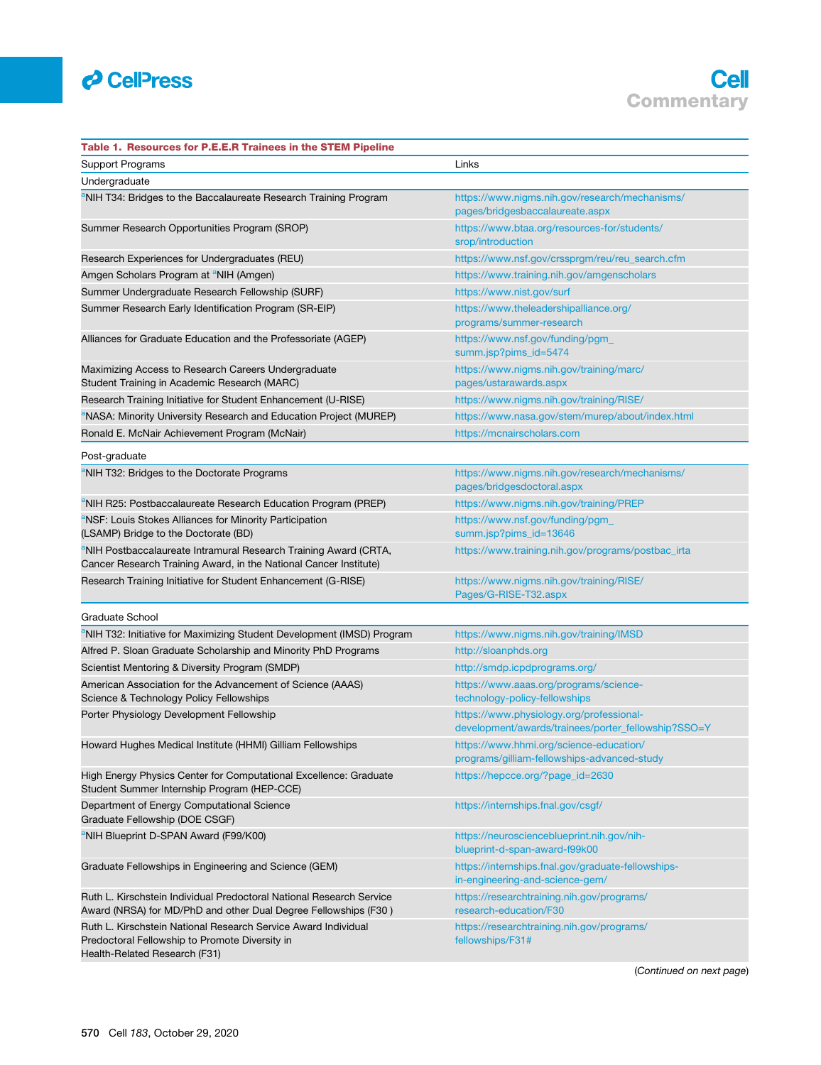**Table 1. Resources for P.E.E.R Trainees in the STEM Pipeline**

| Support Programs | Links |
|---|---|
| Undergraduate | |
| [a]NIH T34: Bridges to the Baccalaureate Research Training Program | https://www.nigms.nih.gov/research/mechanisms/pages/bridgesbaccalaureate.aspx |
| Summer Research Opportunities Program (SROP) | https://www.btaa.org/resources-for-students/srop/introduction |
| Research Experiences for Undergraduates (REU) | https://www.nsf.gov/crssprgm/reu/reu_search.cfm |
| Amgen Scholars Program at [a]NIH (Amgen) | https://www.training.nih.gov/amgenscholars |
| Summer Undergraduate Research Fellowship (SURF) | https://www.nist.gov/surf |
| Summer Research Early Identification Program (SR-EIP) | https://www.theleadershipalliance.org/programs/summer-research |
| Alliances for Graduate Education and the Professoriate (AGEP) | https://www.nsf.gov/funding/pgm_summ.jsp?pims_id=5474 |
| Maximizing Access to Research Careers Undergraduate Student Training in Academic Research (MARC) | https://www.nigms.nih.gov/training/marc/pages/ustarawards.aspx |
| Research Training Initiative for Student Enhancement (U-RISE) | https://www.nigms.nih.gov/training/RISE/ |
| [a]NASA: Minority University Research and Education Project (MUREP) | https://www.nasa.gov/stem/murep/about/index.html |
| Ronald E. McNair Achievement Program (McNair) | https://mcnairscholars.com |
| Post-graduate | |
| [a]NIH T32: Bridges to the Doctorate Programs | https://www.nigms.nih.gov/research/mechanisms/pages/bridgesdoctoral.aspx |
| [a]NIH R25: Postbaccalaureate Research Education Program (PREP) | https://www.nigms.nih.gov/training/PREP |
| [a]NSF: Louis Stokes Alliances for Minority Participation (LSAMP) Bridge to the Doctorate (BD) | https://www.nsf.gov/funding/pgm_summ.jsp?pims_id=13646 |
| [a]NIH Postbaccalaureate Intramural Research Training Award (CRTA, Cancer Research Training Award, in the National Cancer Institute) | https://www.training.nih.gov/programs/postbac_irta |
| Research Training Initiative for Student Enhancement (G-RISE) | https://www.nigms.nih.gov/training/RISE/Pages/G-RISE-T32.aspx |
| Graduate School | |
| [a]NIH T32: Initiative for Maximizing Student Development (IMSD) Program | https://www.nigms.nih.gov/training/IMSD |
| Alfred P. Sloan Graduate Scholarship and Minority PhD Programs | http://sloanphds.org |
| Scientist Mentoring & Diversity Program (SMDP) | http://smdp.icpdprograms.org/ |
| American Association for the Advancement of Science (AAAS) Science & Technology Policy Fellowships | https://www.aaas.org/programs/science-technology-policy-fellowships |
| Porter Physiology Development Fellowship | https://www.physiology.org/professional-development/awards/trainees/porter_fellowship?SSO=Y |
| Howard Hughes Medical Institute (HHMI) Gilliam Fellowships | https://www.hhmi.org/science-education/programs/gilliam-fellowships-advanced-study |
| High Energy Physics Center for Computational Excellence: Graduate Student Summer Internship Program (HEP-CCE) | https://hepcce.org/?page_id=2630 |
| Department of Energy Computational Science Graduate Fellowship (DOE CSGF) | https://internships.fnal.gov/csgf/ |
| [a]NIH Blueprint D-SPAN Award (F99/K00) | https://neuroscienceblueprint.nih.gov/nih-blueprint-d-span-award-f99k00 |
| Graduate Fellowships in Engineering and Science (GEM) | https://internships.fnal.gov/graduate-fellowships-in-engineering-and-science-gem/ |
| Ruth L. Kirschstein Individual Predoctoral National Research Service Award (NRSA) for MD/PhD and other Dual Degree Fellowships (F30 ) | https://researchtraining.nih.gov/programs/research-education/F30 |
| Ruth L. Kirschstein National Research Service Award Individual Predoctoral Fellowship to Promote Diversity in Health-Related Research (F31) | https://researchtraining.nih.gov/programs/fellowships/F31# |

(*Continued on next page*)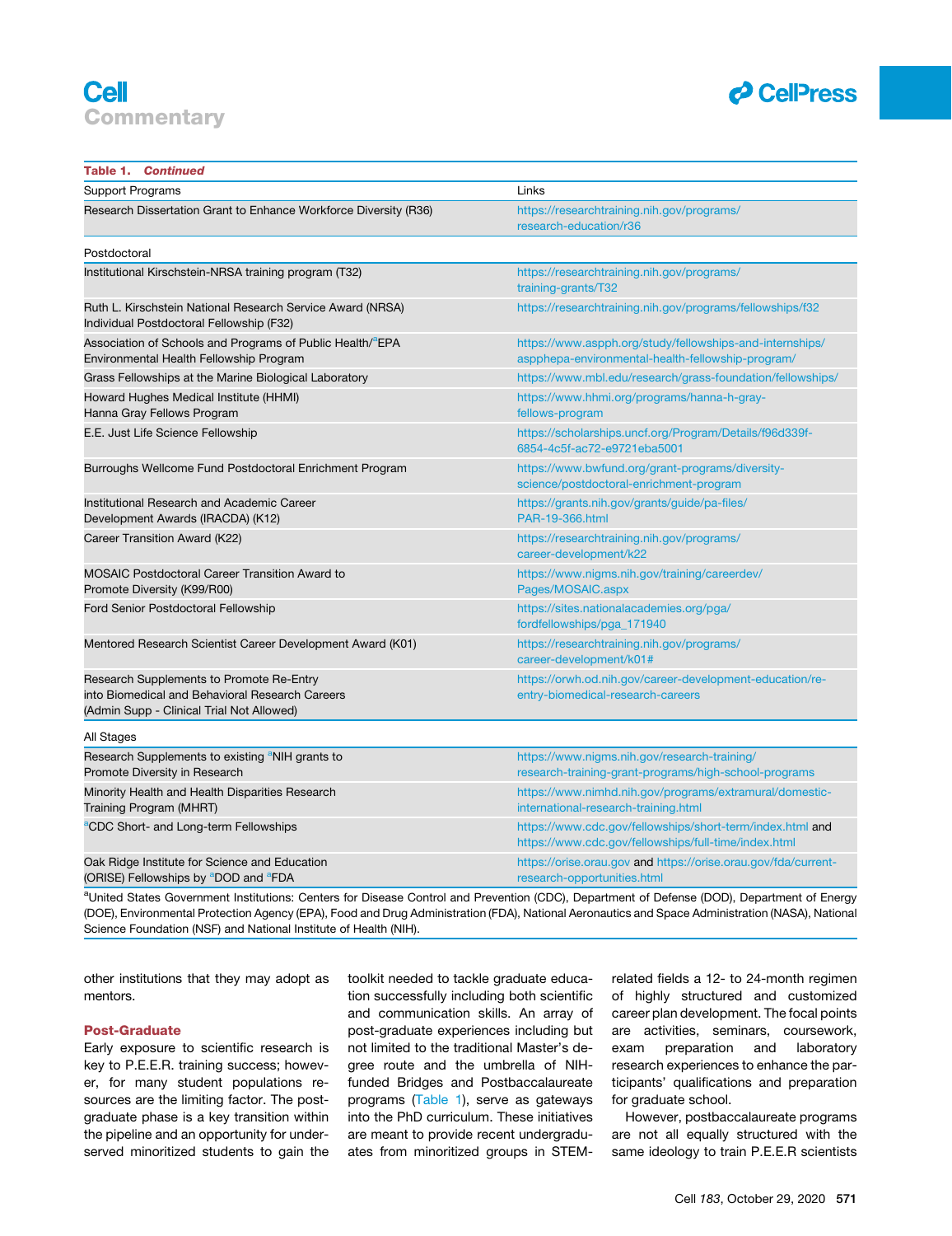**Table 1. Continued**

| Support Programs | Links |
|---|---|
| Research Dissertation Grant to Enhance Workforce Diversity (R36) | https://researchtraining.nih.gov/programs/research-education/r36 |
| Postdoctoral | |
| Institutional Kirschstein-NRSA training program (T32) | https://researchtraining.nih.gov/programs/training-grants/T32 |
| Ruth L. Kirschstein National Research Service Award (NRSA) Individual Postdoctoral Fellowship (F32) | https://researchtraining.nih.gov/programs/fellowships/f32 |
| Association of Schools and Programs of Public Health/[a]EPA Environmental Health Fellowship Program | https://www.aspph.org/study/fellowships-and-internships/aspphepa-environmental-health-fellowship-program/ |
| Grass Fellowships at the Marine Biological Laboratory | https://www.mbl.edu/research/grass-foundation/fellowships/ |
| Howard Hughes Medical Institute (HHMI) Hanna Gray Fellows Program | https://www.hhmi.org/programs/hanna-h-gray-fellows-program |
| E.E. Just Life Science Fellowship | https://scholarships.uncf.org/Program/Details/f96d339f-6854-4c5f-ac72-e9721eba5001 |
| Burroughs Wellcome Fund Postdoctoral Enrichment Program | https://www.bwfund.org/grant-programs/diversity-science/postdoctoral-enrichment-program |
| Institutional Research and Academic Career Development Awards (IRACDA) (K12) | https://grants.nih.gov/grants/guide/pa-files/PAR-19-366.html |
| Career Transition Award (K22) | https://researchtraining.nih.gov/programs/career-development/k22 |
| MOSAIC Postdoctoral Career Transition Award to Promote Diversity (K99/R00) | https://www.nigms.nih.gov/training/careerdev/Pages/MOSAIC.aspx |
| Ford Senior Postdoctoral Fellowship | https://sites.nationalacademies.org/pga/fordfellowships/pga_171940 |
| Mentored Research Scientist Career Development Award (K01) | https://researchtraining.nih.gov/programs/career-development/k01# |
| Research Supplements to Promote Re-Entry into Biomedical and Behavioral Research Careers (Admin Supp - Clinical Trial Not Allowed) | https://orwh.od.nih.gov/career-development-education/re-entry-biomedical-research-careers |
| All Stages | |
| Research Supplements to existing [a]NIH grants to Promote Diversity in Research | https://www.nigms.nih.gov/research-training/research-training-grant-programs/high-school-programs |
| Minority Health and Health Disparities Research Training Program (MHRT) | https://www.nimhd.nih.gov/programs/extramural/domestic-international-research-training.html |
| [a]CDC Short- and Long-term Fellowships | https://www.cdc.gov/fellowships/short-term/index.html and https://www.cdc.gov/fellowships/full-time/index.html |
| Oak Ridge Institute for Science and Education (ORISE) Fellowships by [a]DOD and [a]FDA | https://orise.orau.gov and https://orise.orau.gov/fda/current-research-opportunities.html |

[a]United States Government Institutions: Centers for Disease Control and Prevention (CDC), Department of Defense (DOD), Department of Energy (DOE), Environmental Protection Agency (EPA), Food and Drug Administration (FDA), National Aeronautics and Space Administration (NASA), National Science Foundation (NSF) and National Institute of Health (NIH).

other institutions that they may adopt as mentors.

## Post-Graduate

Early exposure to scientific research is key to P.E.E.R. training success; however, for many student populations resources are the limiting factor. The post-graduate phase is a key transition within the pipeline and an opportunity for underserved minoritized students to gain the toolkit needed to tackle graduate education successfully including both scientific and communication skills. An array of post-graduate experiences including but not limited to the traditional Master's degree route and the umbrella of NIH-funded Bridges and Postbaccalaureate programs (Table 1), serve as gateways into the PhD curriculum. These initiatives are meant to provide recent undergraduates from minoritized groups in STEM-related fields a 12- to 24-month regimen of highly structured and customized career plan development. The focal points are activities, seminars, coursework, exam preparation and laboratory research experiences to enhance the participants' qualifications and preparation for graduate school.

However, postbaccalaureate programs are not all equally structured with the same ideology to train P.E.E.R scientists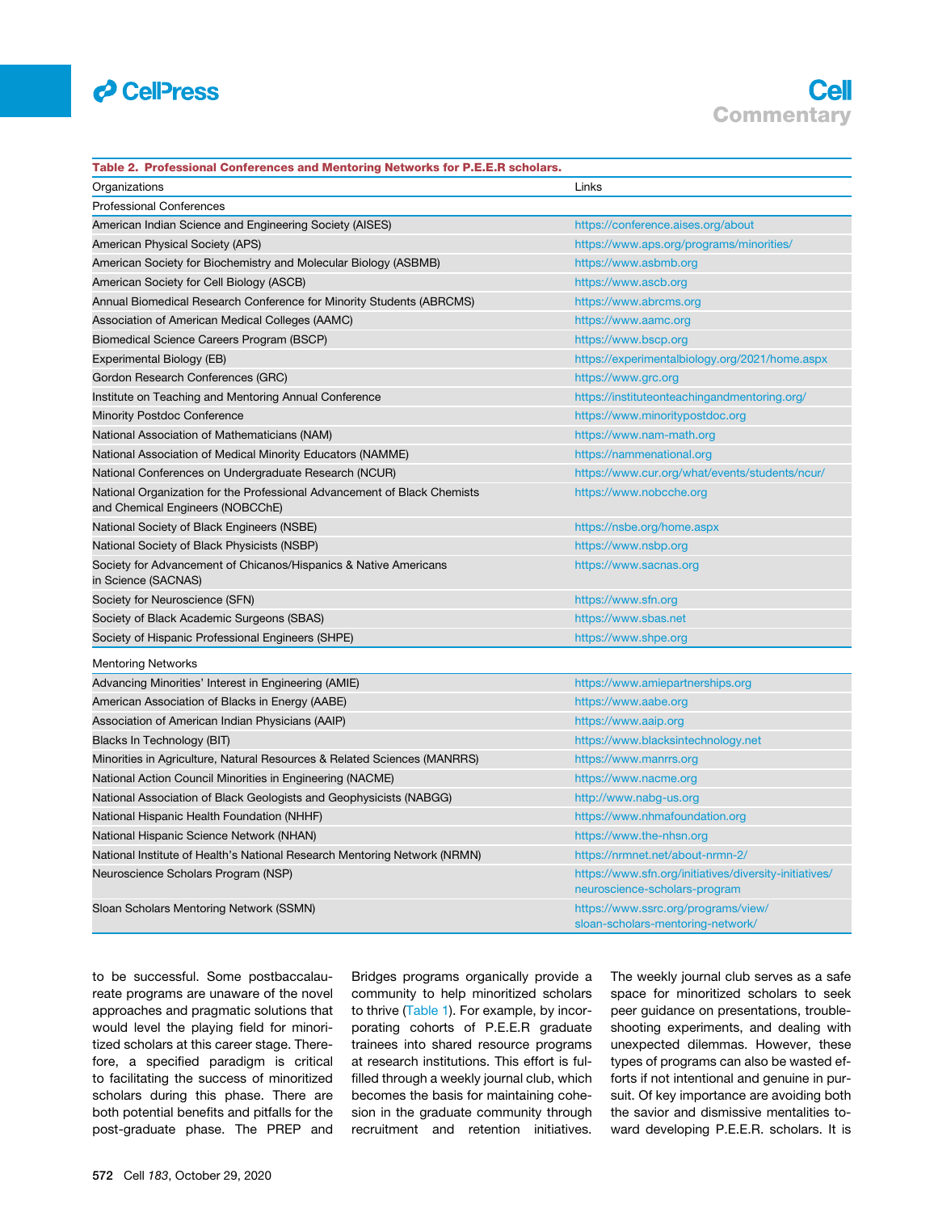**Table 2. Professional Conferences and Mentoring Networks for P.E.E.R scholars.**

| Organizations | Links |
|---|---|
| Professional Conferences | |
| American Indian Science and Engineering Society (AISES) | https://conference.aises.org/about |
| American Physical Society (APS) | https://www.aps.org/programs/minorities/ |
| American Society for Biochemistry and Molecular Biology (ASBMB) | https://www.asbmb.org |
| American Society for Cell Biology (ASCB) | https://www.ascb.org |
| Annual Biomedical Research Conference for Minority Students (ABRCMS) | https://www.abrcms.org |
| Association of American Medical Colleges (AAMC) | https://www.aamc.org |
| Biomedical Science Careers Program (BSCP) | https://www.bscp.org |
| Experimental Biology (EB) | https://experimentalbiology.org/2021/home.aspx |
| Gordon Research Conferences (GRC) | https://www.grc.org |
| Institute on Teaching and Mentoring Annual Conference | https://instituteonteachingandmentoring.org/ |
| Minority Postdoc Conference | https://www.minoritypostdoc.org |
| National Association of Mathematicians (NAM) | https://www.nam-math.org |
| National Association of Medical Minority Educators (NAMME) | https://nammenational.org |
| National Conferences on Undergraduate Research (NCUR) | https://www.cur.org/what/events/students/ncur/ |
| National Organization for the Professional Advancement of Black Chemists and Chemical Engineers (NOBCChE) | https://www.nobcche.org |
| National Society of Black Engineers (NSBE) | https://nsbe.org/home.aspx |
| National Society of Black Physicists (NSBP) | https://www.nsbp.org |
| Society for Advancement of Chicanos/Hispanics & Native Americans in Science (SACNAS) | https://www.sacnas.org |
| Society for Neuroscience (SFN) | https://www.sfn.org |
| Society of Black Academic Surgeons (SBAS) | https://www.sbas.net |
| Society of Hispanic Professional Engineers (SHPE) | https://www.shpe.org |
| Mentoring Networks | |
| Advancing Minorities' Interest in Engineering (AMIE) | https://www.amiepartnerships.org |
| American Association of Blacks in Energy (AABE) | https://www.aabe.org |
| Association of American Indian Physicians (AAIP) | https://www.aaip.org |
| Blacks In Technology (BIT) | https://www.blacksintechnology.net |
| Minorities in Agriculture, Natural Resources & Related Sciences (MANRRS) | https://www.manrrs.org |
| National Action Council Minorities in Engineering (NACME) | https://www.nacme.org |
| National Association of Black Geologists and Geophysicists (NABGG) | http://www.nabg-us.org |
| National Hispanic Health Foundation (NHHF) | https://www.nhmafoundation.org |
| National Hispanic Science Network (NHAN) | https://www.the-nhsn.org |
| National Institute of Health's National Research Mentoring Network (NRMN) | https://nrmnet.net/about-nrmn-2/ |
| Neuroscience Scholars Program (NSP) | https://www.sfn.org/initiatives/diversity-initiatives/neuroscience-scholars-program |
| Sloan Scholars Mentoring Network (SSMN) | https://www.ssrc.org/programs/view/sloan-scholars-mentoring-network/ |

to be successful. Some postbaccalaureate programs are unaware of the novel approaches and pragmatic solutions that would level the playing field for minoritized scholars at this career stage. Therefore, a specified paradigm is critical to facilitating the success of minoritized scholars during this phase. There are both potential benefits and pitfalls for the post-graduate phase. The PREP and Bridges programs organically provide a community to help minoritized scholars to thrive (Table 1). For example, by incorporating cohorts of P.E.E.R graduate trainees into shared resource programs at research institutions. This effort is fulfilled through a weekly journal club, which becomes the basis for maintaining cohesion in the graduate community through recruitment and retention initiatives. The weekly journal club serves as a safe space for minoritized scholars to seek peer guidance on presentations, troubleshooting experiments, and dealing with unexpected dilemmas. However, these types of programs can also be wasted efforts if not intentional and genuine in pursuit. Of key importance are avoiding both the savior and dismissive mentalities toward developing P.E.E.R. scholars. It is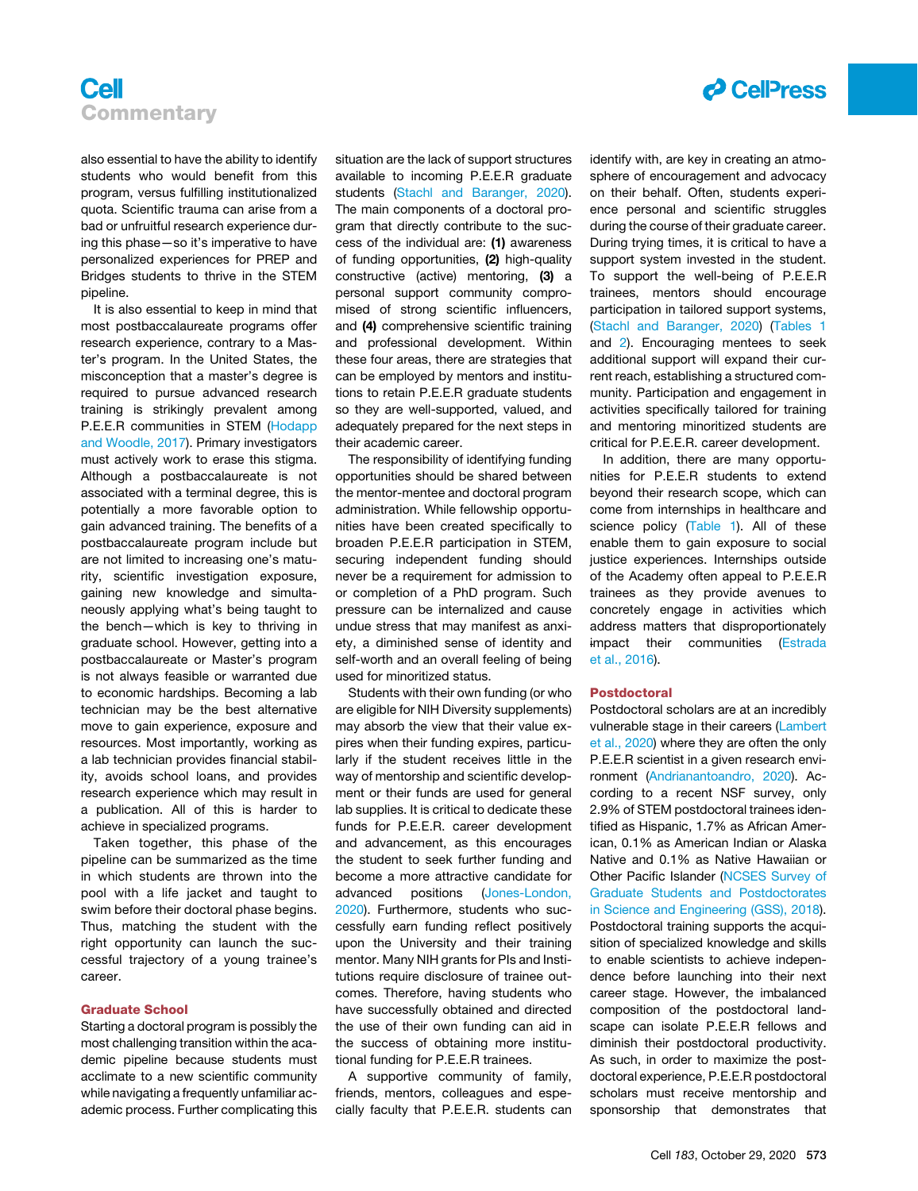also essential to have the ability to identify students who would benefit from this program, versus fulfilling institutionalized quota. Scientific trauma can arise from a bad or unfruitful research experience during this phase—so it's imperative to have personalized experiences for PREP and Bridges students to thrive in the STEM pipeline.

It is also essential to keep in mind that most postbaccalaureate programs offer research experience, contrary to a Master's program. In the United States, the misconception that a master's degree is required to pursue advanced research training is strikingly prevalent among P.E.E.R communities in STEM (Hodapp and Woodle, 2017). Primary investigators must actively work to erase this stigma. Although a postbaccalaureate is not associated with a terminal degree, this is potentially a more favorable option to gain advanced training. The benefits of a postbaccalaureate program include but are not limited to increasing one's maturity, scientific investigation exposure, gaining new knowledge and simultaneously applying what's being taught to the bench—which is key to thriving in graduate school. However, getting into a postbaccalaureate or Master's program is not always feasible or warranted due to economic hardships. Becoming a lab technician may be the best alternative move to gain experience, exposure and resources. Most importantly, working as a lab technician provides financial stability, avoids school loans, and provides research experience which may result in a publication. All of this is harder to achieve in specialized programs.

Taken together, this phase of the pipeline can be summarized as the time in which students are thrown into the pool with a life jacket and taught to swim before their doctoral phase begins. Thus, matching the student with the right opportunity can launch the successful trajectory of a young trainee's career.

## Graduate School

Starting a doctoral program is possibly the most challenging transition within the academic pipeline because students must acclimate to a new scientific community while navigating a frequently unfamiliar academic process. Further complicating this situation are the lack of support structures available to incoming P.E.E.R graduate students (Stachl and Baranger, 2020). The main components of a doctoral program that directly contribute to the success of the individual are: **(1)** awareness of funding opportunities, **(2)** high-quality constructive (active) mentoring, **(3)** a personal support community compromised of strong scientific influencers, and **(4)** comprehensive scientific training and professional development. Within these four areas, there are strategies that can be employed by mentors and institutions to retain P.E.E.R graduate students so they are well-supported, valued, and adequately prepared for the next steps in their academic career.

The responsibility of identifying funding opportunities should be shared between the mentor-mentee and doctoral program administration. While fellowship opportunities have been created specifically to broaden P.E.E.R participation in STEM, securing independent funding should never be a requirement for admission to or completion of a PhD program. Such pressure can be internalized and cause undue stress that may manifest as anxiety, a diminished sense of identity and self-worth and an overall feeling of being used for minoritized status.

Students with their own funding (or who are eligible for NIH Diversity supplements) may absorb the view that their value expires when their funding expires, particularly if the student receives little in the way of mentorship and scientific development or their funds are used for general lab supplies. It is critical to dedicate these funds for P.E.E.R. career development and advancement, as this encourages the student to seek further funding and become a more attractive candidate for advanced positions (Jones-London, 2020). Furthermore, students who successfully earn funding reflect positively upon the University and their training mentor. Many NIH grants for PIs and Institutions require disclosure of trainee outcomes. Therefore, having students who have successfully obtained and directed the use of their own funding can aid in the success of obtaining more institutional funding for P.E.E.R trainees.

A supportive community of family, friends, mentors, colleagues and especially faculty that P.E.E.R. students can identify with, are key in creating an atmosphere of encouragement and advocacy on their behalf. Often, students experience personal and scientific struggles during the course of their graduate career. During trying times, it is critical to have a support system invested in the student. To support the well-being of P.E.E.R trainees, mentors should encourage participation in tailored support systems, (Stachl and Baranger, 2020) (Tables 1 and 2). Encouraging mentees to seek additional support will expand their current reach, establishing a structured community. Participation and engagement in activities specifically tailored for training and mentoring minoritized students are critical for P.E.E.R. career development.

In addition, there are many opportunities for P.E.E.R students to extend beyond their research scope, which can come from internships in healthcare and science policy (Table 1). All of these enable them to gain exposure to social justice experiences. Internships outside of the Academy often appeal to P.E.E.R trainees as they provide avenues to concretely engage in activities which address matters that disproportionately impact their communities (Estrada et al., 2016).

## Postdoctoral

Postdoctoral scholars are at an incredibly vulnerable stage in their careers (Lambert et al., 2020) where they are often the only P.E.E.R scientist in a given research environment (Andrianantoandro, 2020). According to a recent NSF survey, only 2.9% of STEM postdoctoral trainees identified as Hispanic, 1.7% as African American, 0.1% as American Indian or Alaska Native and 0.1% as Native Hawaiian or Other Pacific Islander (NCSES Survey of Graduate Students and Postdoctorates in Science and Engineering (GSS), 2018). Postdoctoral training supports the acquisition of specialized knowledge and skills to enable scientists to achieve independence before launching into their next career stage. However, the imbalanced composition of the postdoctoral landscape can isolate P.E.E.R fellows and diminish their postdoctoral productivity. As such, in order to maximize the postdoctoral experience, P.E.E.R postdoctoral scholars must receive mentorship and sponsorship that demonstrates that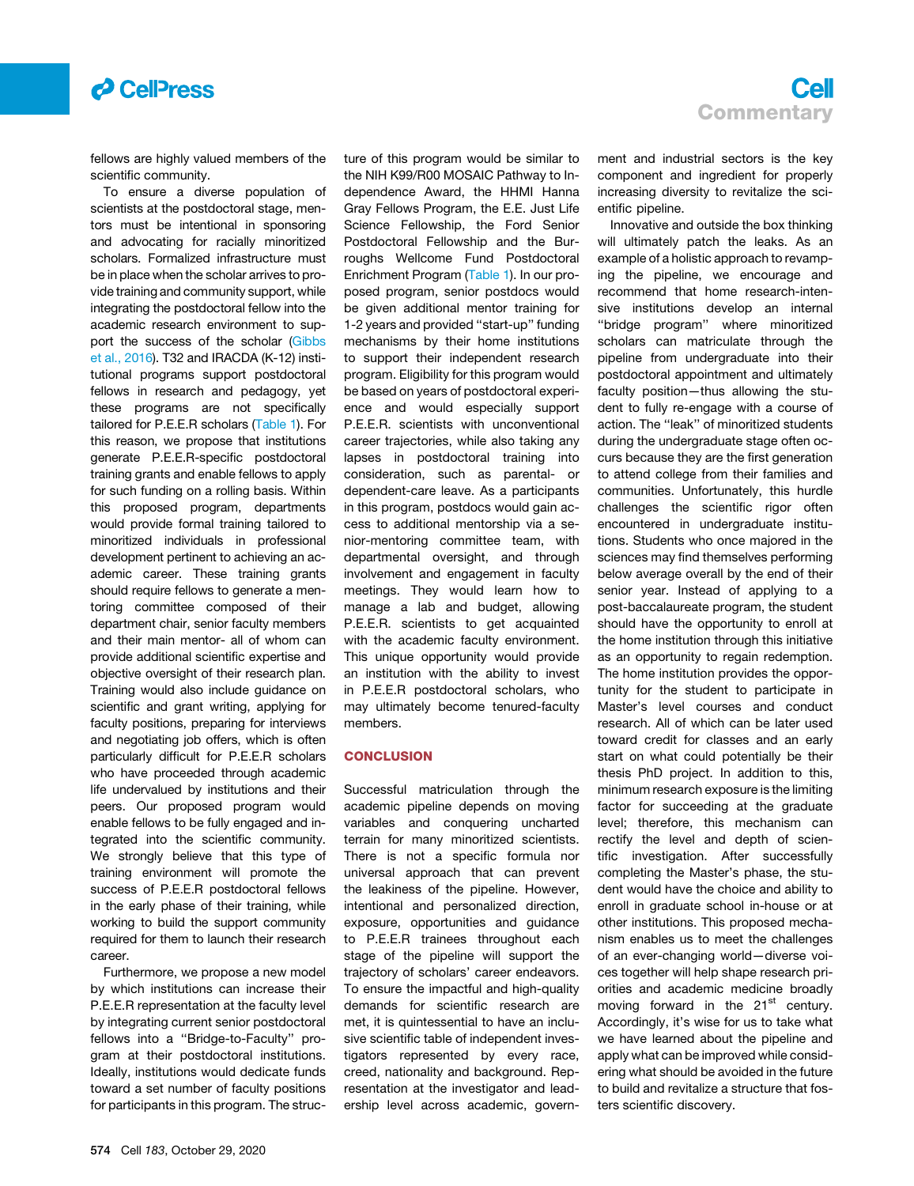fellows are highly valued members of the scientific community.

To ensure a diverse population of scientists at the postdoctoral stage, mentors must be intentional in sponsoring and advocating for racially minoritized scholars. Formalized infrastructure must be in place when the scholar arrives to provide training and community support, while integrating the postdoctoral fellow into the academic research environment to support the success of the scholar (Gibbs et al., 2016). T32 and IRACDA (K-12) institutional programs support postdoctoral fellows in research and pedagogy, yet these programs are not specifically tailored for P.E.E.R scholars (Table 1). For this reason, we propose that institutions generate P.E.E.R-specific postdoctoral training grants and enable fellows to apply for such funding on a rolling basis. Within this proposed program, departments would provide formal training tailored to minoritized individuals in professional development pertinent to achieving an academic career. These training grants should require fellows to generate a mentoring committee composed of their department chair, senior faculty members and their main mentor- all of whom can provide additional scientific expertise and objective oversight of their research plan. Training would also include guidance on scientific and grant writing, applying for faculty positions, preparing for interviews and negotiating job offers, which is often particularly difficult for P.E.E.R scholars who have proceeded through academic life undervalued by institutions and their peers. Our proposed program would enable fellows to be fully engaged and integrated into the scientific community. We strongly believe that this type of training environment will promote the success of P.E.E.R postdoctoral fellows in the early phase of their training, while working to build the support community required for them to launch their research career.

Furthermore, we propose a new model by which institutions can increase their P.E.E.R representation at the faculty level by integrating current senior postdoctoral fellows into a ''Bridge-to-Faculty'' program at their postdoctoral institutions. Ideally, institutions would dedicate funds toward a set number of faculty positions for participants in this program. The structure of this program would be similar to the NIH K99/R00 MOSAIC Pathway to Independence Award, the HHMI Hanna Gray Fellows Program, the E.E. Just Life Science Fellowship, the Ford Senior Postdoctoral Fellowship and the Burroughs Wellcome Fund Postdoctoral Enrichment Program (Table 1). In our proposed program, senior postdocs would be given additional mentor training for 1-2 years and provided ''start-up'' funding mechanisms by their home institutions to support their independent research program. Eligibility for this program would be based on years of postdoctoral experience and would especially support P.E.E.R. scientists with unconventional career trajectories, while also taking any lapses in postdoctoral training into consideration, such as parental- or dependent-care leave. As a participants in this program, postdocs would gain access to additional mentorship via a senior-mentoring committee team, with departmental oversight, and through involvement and engagement in faculty meetings. They would learn how to manage a lab and budget, allowing P.E.E.R. scientists to get acquainted with the academic faculty environment. This unique opportunity would provide an institution with the ability to invest in P.E.E.R postdoctoral scholars, who may ultimately become tenured-faculty members.

## CONCLUSION

Successful matriculation through the academic pipeline depends on moving variables and conquering uncharted terrain for many minoritized scientists. There is not a specific formula nor universal approach that can prevent the leakiness of the pipeline. However, intentional and personalized direction, exposure, opportunities and guidance to P.E.E.R trainees throughout each stage of the pipeline will support the trajectory of scholars' career endeavors. To ensure the impactful and high-quality demands for scientific research are met, it is quintessential to have an inclusive scientific table of independent investigators represented by every race, creed, nationality and background. Representation at the investigator and leadership level across academic, government and industrial sectors is the key component and ingredient for properly increasing diversity to revitalize the scientific pipeline.

Innovative and outside the box thinking will ultimately patch the leaks. As an example of a holistic approach to revamping the pipeline, we encourage and recommend that home research-intensive institutions develop an internal ''bridge program'' where minoritized scholars can matriculate through the pipeline from undergraduate into their postdoctoral appointment and ultimately faculty position—thus allowing the student to fully re-engage with a course of action. The ''leak'' of minoritized students during the undergraduate stage often occurs because they are the first generation to attend college from their families and communities. Unfortunately, this hurdle challenges the scientific rigor often encountered in undergraduate institutions. Students who once majored in the sciences may find themselves performing below average overall by the end of their senior year. Instead of applying to a post-baccalaureate program, the student should have the opportunity to enroll at the home institution through this initiative as an opportunity to regain redemption. The home institution provides the opportunity for the student to participate in Master's level courses and conduct research. All of which can be later used toward credit for classes and an early start on what could potentially be their thesis PhD project. In addition to this, minimum research exposure is the limiting factor for succeeding at the graduate level; therefore, this mechanism can rectify the level and depth of scientific investigation. After successfully completing the Master's phase, the student would have the choice and ability to enroll in graduate school in-house or at other institutions. This proposed mechanism enables us to meet the challenges of an ever-changing world—diverse voices together will help shape research priorities and academic medicine broadly moving forward in the 21st century. Accordingly, it's wise for us to take what we have learned about the pipeline and apply what can be improved while considering what should be avoided in the future to build and revitalize a structure that fosters scientific discovery.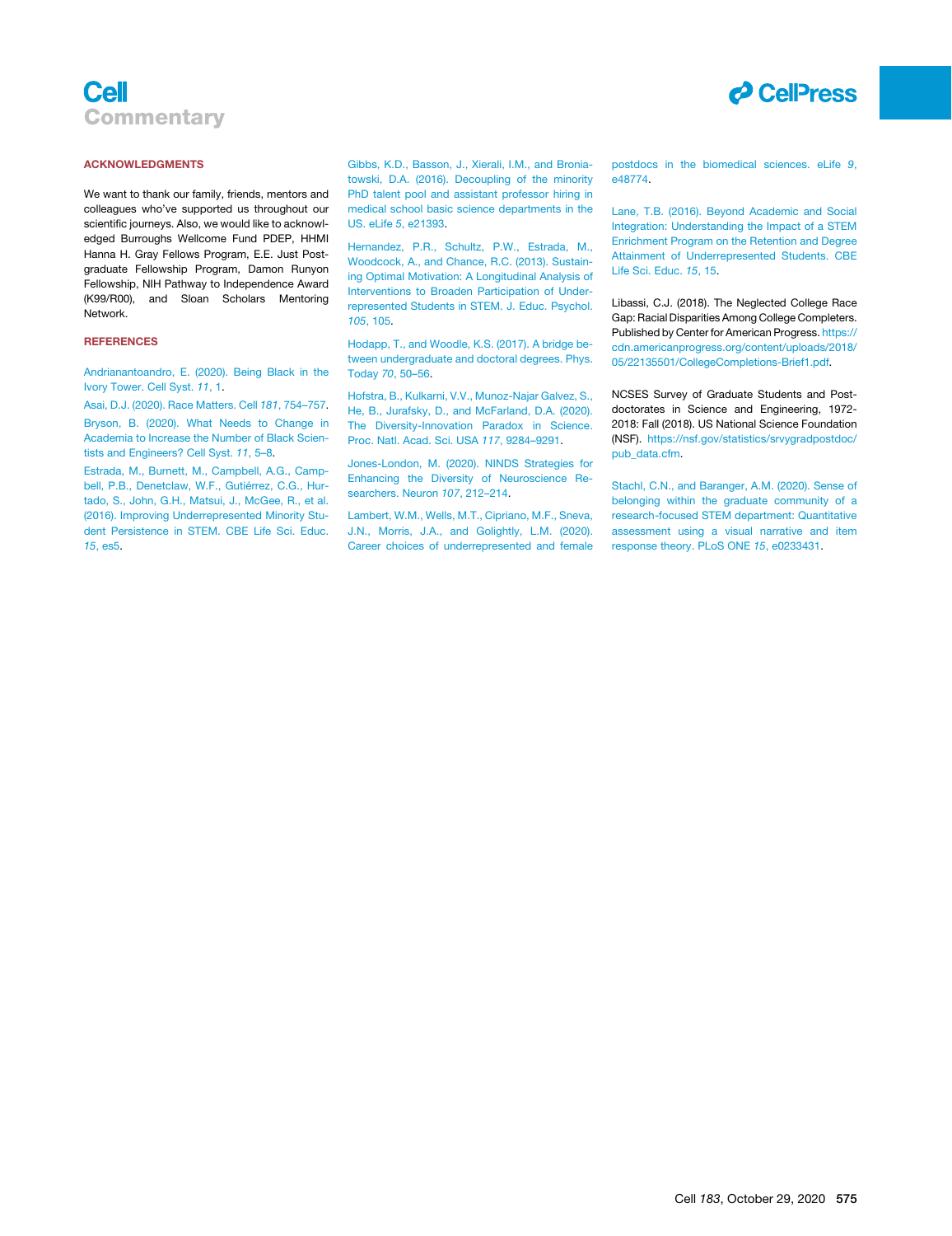## ACKNOWLEDGMENTS

We want to thank our family, friends, mentors and colleagues who've supported us throughout our scientific journeys. Also, we would like to acknowledged Burroughs Wellcome Fund PDEP, HHMI Hanna H. Gray Fellows Program, E.E. Just Postgraduate Fellowship Program, Damon Runyon Fellowship, NIH Pathway to Independence Award (K99/R00), and Sloan Scholars Mentoring Network.

## REFERENCES

Andrianantoandro, E. (2020). Being Black in the Ivory Tower. Cell Syst. *11*, 1.

Asai, D.J. (2020). Race Matters. Cell *181*, 754–757.

Bryson, B. (2020). What Needs to Change in Academia to Increase the Number of Black Scientists and Engineers? Cell Syst. *11*, 5–8.

Estrada, M., Burnett, M., Campbell, A.G., Campbell, P.B., Denetclaw, W.F., Gutiérrez, C.G., Hurtado, S., John, G.H., Matsui, J., McGee, R., et al. (2016). Improving Underrepresented Minority Student Persistence in STEM. CBE Life Sci. Educ. *15*, es5.

Gibbs, K.D., Basson, J., Xierali, I.M., and Broniatowski, D.A. (2016). Decoupling of the minority PhD talent pool and assistant professor hiring in medical school basic science departments in the US. eLife *5*, e21393.

Hernandez, P.R., Schultz, P.W., Estrada, M., Woodcock, A., and Chance, R.C. (2013). Sustaining Optimal Motivation: A Longitudinal Analysis of Interventions to Broaden Participation of Underrepresented Students in STEM. J. Educ. Psychol. *105*, 105.

Hodapp, T., and Woodle, K.S. (2017). A bridge between undergraduate and doctoral degrees. Phys. Today *70*, 50–56.

Hofstra, B., Kulkarni, V.V., Munoz-Najar Galvez, S., He, B., Jurafsky, D., and McFarland, D.A. (2020). The Diversity-Innovation Paradox in Science. Proc. Natl. Acad. Sci. USA *117*, 9284–9291.

Jones-London, M. (2020). NINDS Strategies for Enhancing the Diversity of Neuroscience Researchers. Neuron *107*, 212–214.

Lambert, W.M., Wells, M.T., Cipriano, M.F., Sneva, J.N., Morris, J.A., and Golightly, L.M. (2020). Career choices of underrepresented and female postdocs in the biomedical sciences. eLife *9*, e48774.

Lane, T.B. (2016). Beyond Academic and Social Integration: Understanding the Impact of a STEM Enrichment Program on the Retention and Degree Attainment of Underrepresented Students. CBE Life Sci. Educ. *15*, 15.

Libassi, C.J. (2018). The Neglected College Race Gap: Racial Disparities Among College Completers. Published by Center for American Progress. https://cdn.americanprogress.org/content/uploads/2018/05/22135501/CollegeCompletions-Brief1.pdf.

NCSES Survey of Graduate Students and Postdoctorates in Science and Engineering, 1972-2018: Fall (2018). US National Science Foundation (NSF). https://nsf.gov/statistics/srvygradpostdoc/pub_data.cfm.

Stachl, C.N., and Baranger, A.M. (2020). Sense of belonging within the graduate community of a research-focused STEM department: Quantitative assessment using a visual narrative and item response theory. PLoS ONE *15*, e0233431.